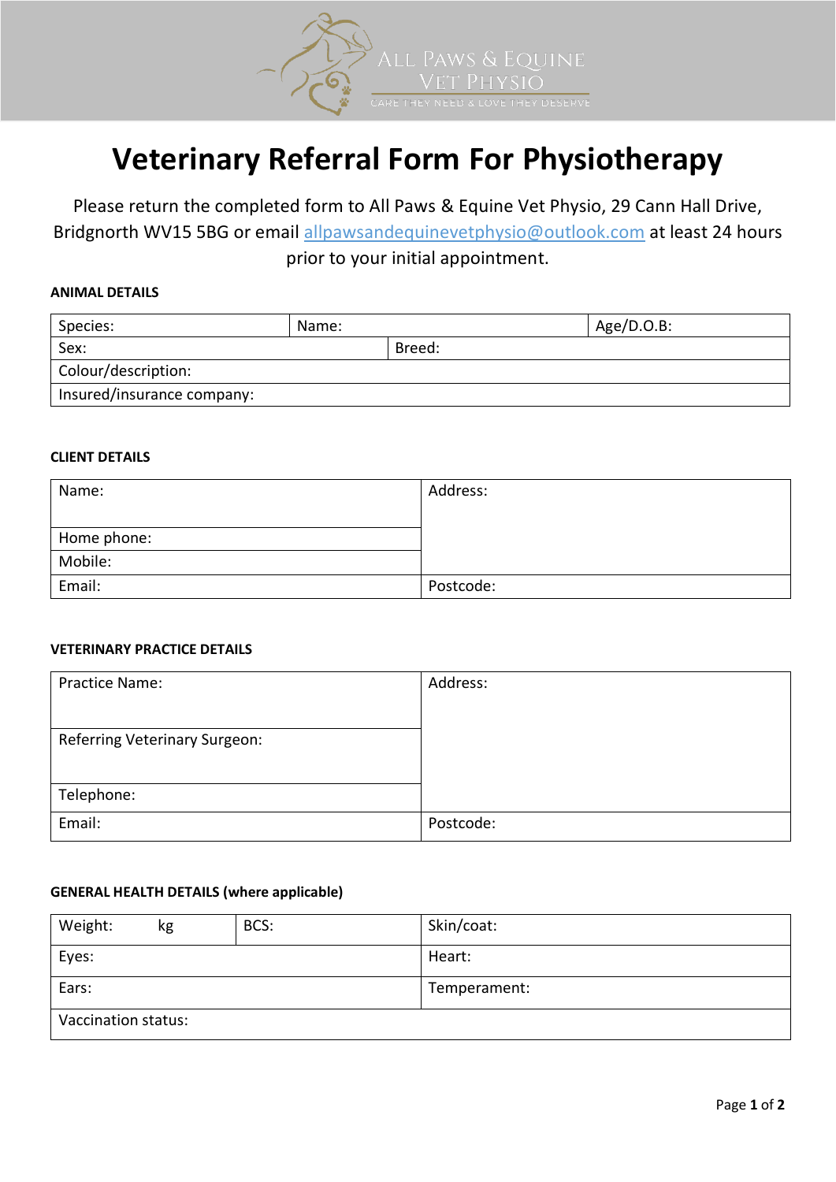ALL PAWS & EQUINE VET PHYSIO

CARE THEY NEED & LOVE THEY DESERVE

# Veterinary Referral Form For Physiotherapy

Please return the completed form to All Paws & Equine Vet Physio, 29 Cann Hall Drive, Bridgnorth WV15 5BG or email allpawsandequinevetphysio@outlook.com at least 24 hours prior to your initial appointment.

**ANIMAL DETAILS**

| Species: | Name: | | Age/D.O.B: |
|---|---|---|---|
| Sex: | | Breed: | |
| Colour/description: | | | |
| Insured/insurance company: | | | |

**CLIENT DETAILS**

| Name: | Address: |
|---|---|
| Home phone: | |
| Mobile: | |
| Email: | Postcode: |

**VETERINARY PRACTICE DETAILS**

| Practice Name: | Address: |
|---|---|
| Referring Veterinary Surgeon: | |
| Telephone: | |
| Email: | Postcode: |

**GENERAL HEALTH DETAILS (where applicable)**

| Weight: kg | BCS: | Skin/coat: |
|---|---|---|
| Eyes: | | Heart: |
| Ears: | | Temperament: |
| Vaccination status: | | |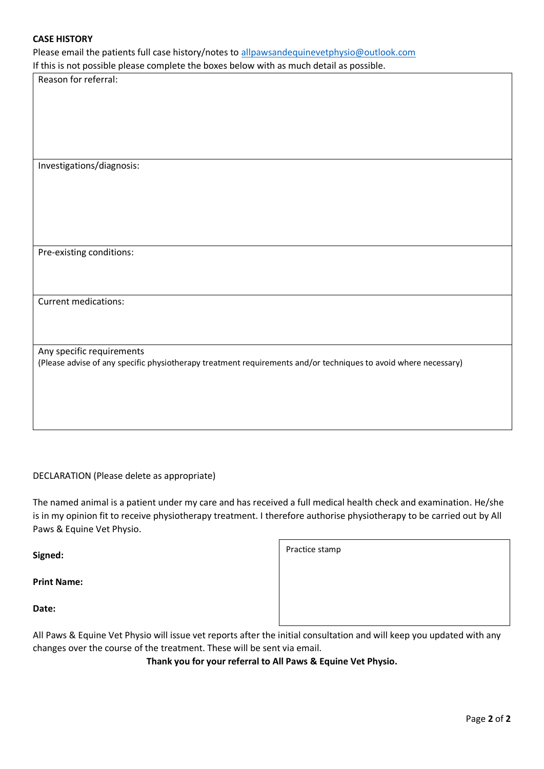**CASE HISTORY**

Please email the patients full case history/notes to allpawsandequinevetphysio@outlook.com

If this is not possible please complete the boxes below with as much detail as possible.

| |
|---|
| Reason for referral: |
| Investigations/diagnosis: |
| Pre-existing conditions: |
| Current medications: |
| Any specific requirements<br>(Please advise of any specific physiotherapy treatment requirements and/or techniques to avoid where necessary) |

DECLARATION (Please delete as appropriate)

The named animal is a patient under my care and has received a full medical health check and examination. He/she is in my opinion fit to receive physiotherapy treatment. I therefore authorise physiotherapy to be carried out by All Paws & Equine Vet Physio.

**Signed:**

**Print Name:**

**Date:**

Practice stamp

All Paws & Equine Vet Physio will issue vet reports after the initial consultation and will keep you updated with any changes over the course of the treatment. These will be sent via email.

**Thank you for your referral to All Paws & Equine Vet Physio.**